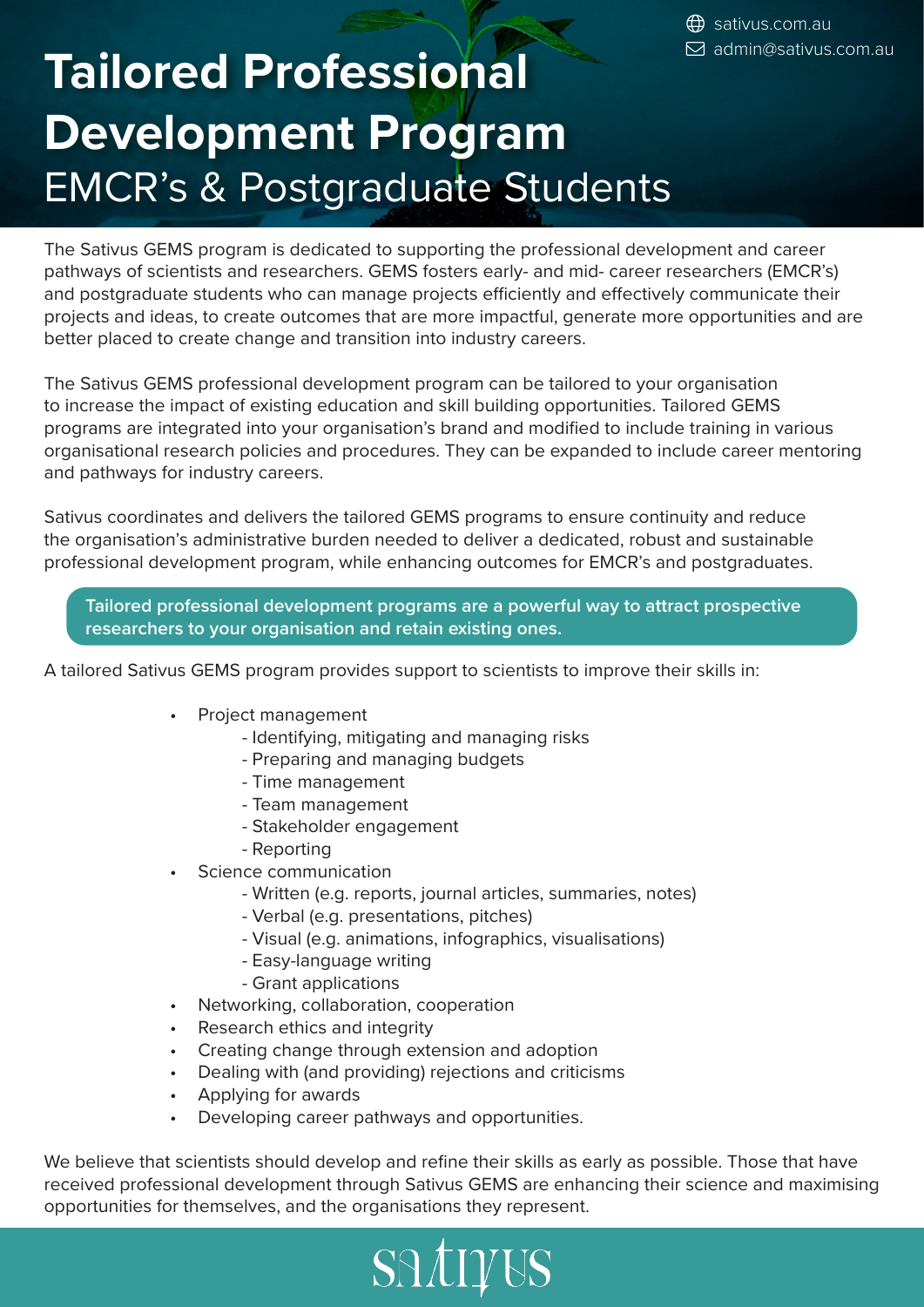sativus.com.au
admin@sativus.com.au

# Tailored Professional Development Program

## EMCR's & Postgraduate Students

The Sativus GEMS program is dedicated to supporting the professional development and career pathways of scientists and researchers. GEMS fosters early- and mid- career researchers (EMCR's) and postgraduate students who can manage projects efficiently and effectively communicate their projects and ideas, to create outcomes that are more impactful, generate more opportunities and are better placed to create change and transition into industry careers.

The Sativus GEMS professional development program can be tailored to your organisation to increase the impact of existing education and skill building opportunities. Tailored GEMS programs are integrated into your organisation's brand and modified to include training in various organisational research policies and procedures. They can be expanded to include career mentoring and pathways for industry careers.

Sativus coordinates and delivers the tailored GEMS programs to ensure continuity and reduce the organisation's administrative burden needed to deliver a dedicated, robust and sustainable professional development program, while enhancing outcomes for EMCR's and postgraduates.

**Tailored professional development programs are a powerful way to attract prospective researchers to your organisation and retain existing ones.**

A tailored Sativus GEMS program provides support to scientists to improve their skills in:

- Project management
  - Identifying, mitigating and managing risks
  - Preparing and managing budgets
  - Time management
  - Team management
  - Stakeholder engagement
  - Reporting
- Science communication
  - Written (e.g. reports, journal articles, summaries, notes)
  - Verbal (e.g. presentations, pitches)
  - Visual (e.g. animations, infographics, visualisations)
  - Easy-language writing
  - Grant applications
- Networking, collaboration, cooperation
- Research ethics and integrity
- Creating change through extension and adoption
- Dealing with (and providing) rejections and criticisms
- Applying for awards
- Developing career pathways and opportunities.

We believe that scientists should develop and refine their skills as early as possible. Those that have received professional development through Sativus GEMS are enhancing their science and maximising opportunities for themselves, and the organisations they represent.

sativus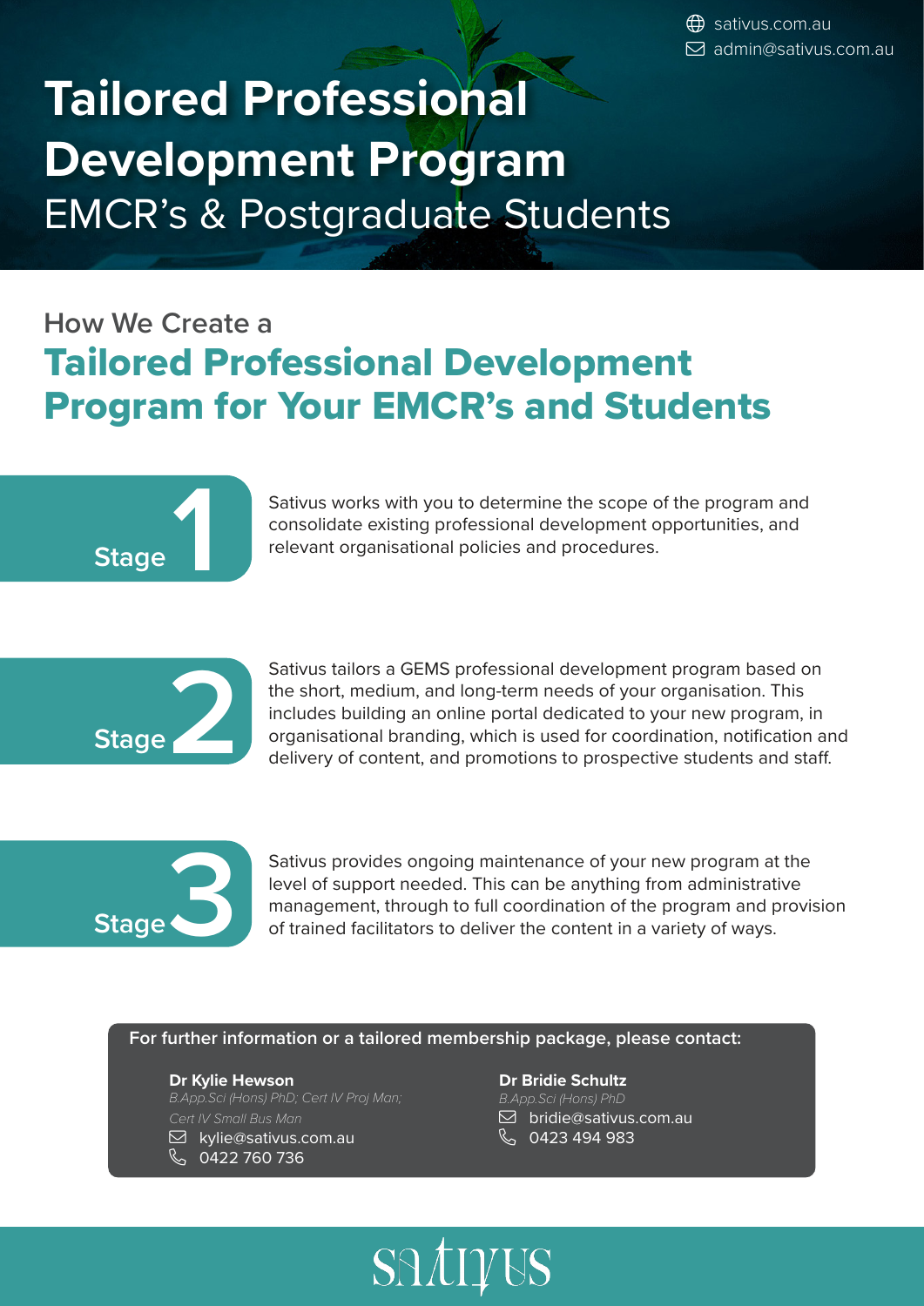sativus.com.au
admin@sativus.com.au

# Tailored Professional Development Program

EMCR's & Postgraduate Students

## How We Create a

## Tailored Professional Development Program for Your EMCR's and Students

**Stage 1**

Sativus works with you to determine the scope of the program and consolidate existing professional development opportunities, and relevant organisational policies and procedures.

**Stage 2**

Sativus tailors a GEMS professional development program based on the short, medium, and long-term needs of your organisation. This includes building an online portal dedicated to your new program, in organisational branding, which is used for coordination, notification and delivery of content, and promotions to prospective students and staff.

**Stage 3**

Sativus provides ongoing maintenance of your new program at the level of support needed. This can be anything from administrative management, through to full coordination of the program and provision of trained facilitators to deliver the content in a variety of ways.

**For further information or a tailored membership package, please contact:**

**Dr Kylie Hewson**
*B.App.Sci (Hons) PhD; Cert IV Proj Man; Cert IV Small Bus Man*
kylie@sativus.com.au
0422 760 736

**Dr Bridie Schultz**
*B.App.Sci (Hons) PhD*
bridie@sativus.com.au
0423 494 983

sativus